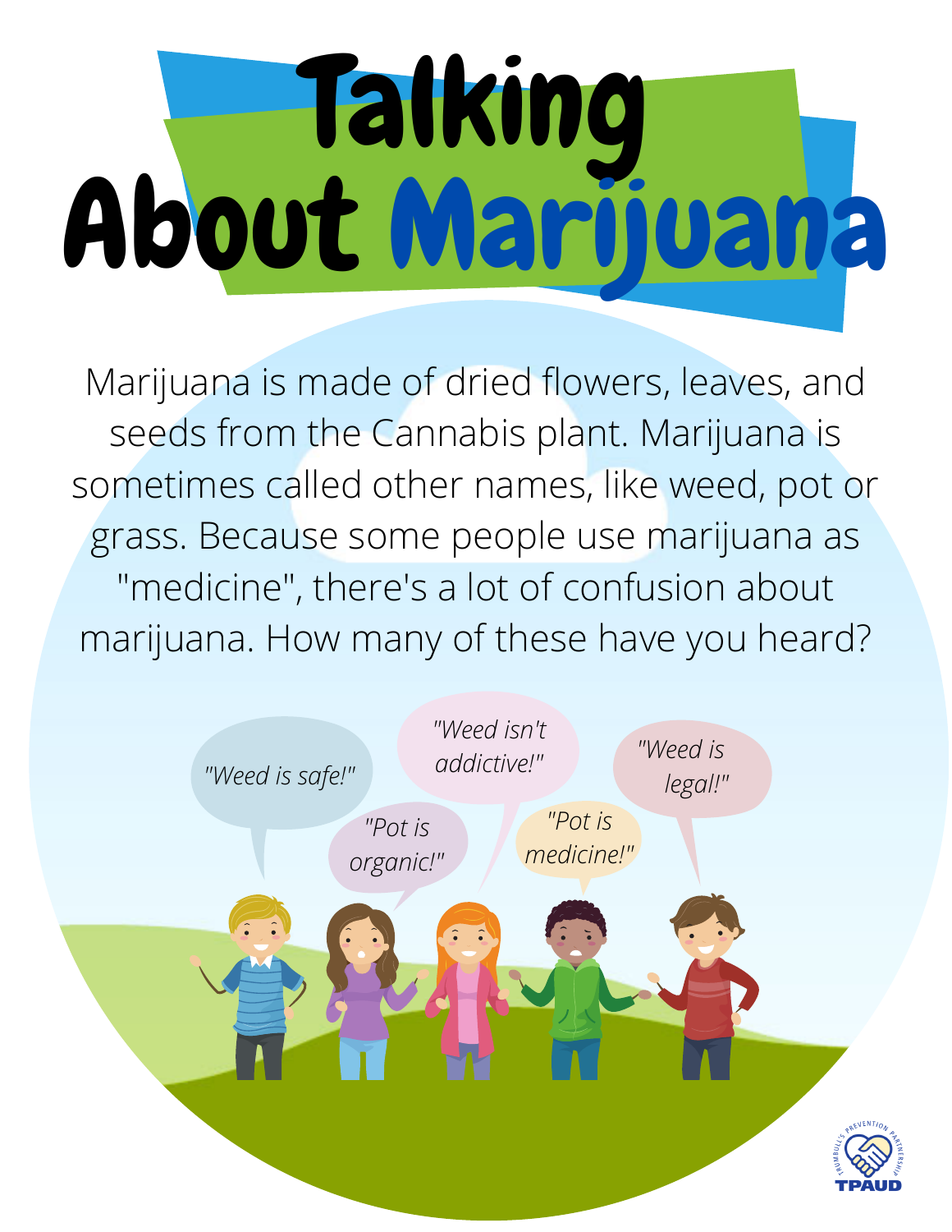# Talking About Marijuana

Marijuana is made of dried flowers, leaves, and seeds from the Cannabis plant. Marijuana is sometimes called other names, like weed, pot or grass. Because some people use marijuana as "medicine", there's a lot of confusion about marijuana. How many of these have you heard?

*"Weed is safe!"*

*"Pot is organic!"*

*"Weed isn't addictive!"*

*"Pot is medicine!"*

*"Weed is legal!"*

TRUMBULL'S PREVENTION PARTNERSHIP

TPAUD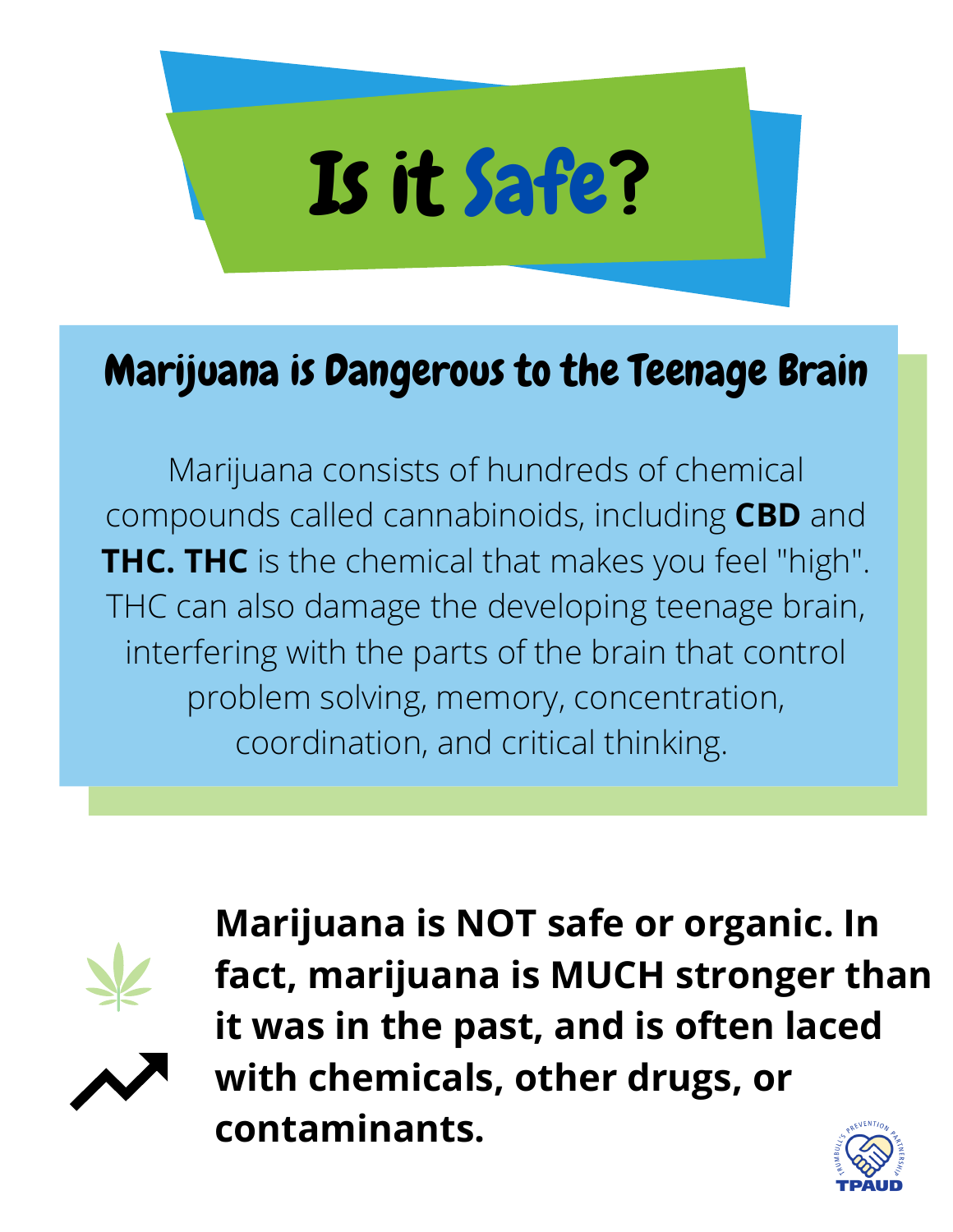# Is it Safe?

## Marijuana is Dangerous to the Teenage Brain

Marijuana consists of hundreds of chemical compounds called cannabinoids, including **CBD** and **THC. THC** is the chemical that makes you feel "high". THC can also damage the developing teenage brain, interfering with the parts of the brain that control problem solving, memory, concentration, coordination, and critical thinking.

**Marijuana is NOT safe or organic. In fact, marijuana is MUCH stronger than it was in the past, and is often laced with chemicals, other drugs, or contaminants.**

TRUMBULL'S PREVENTION PARTNERSHIP
TPAUD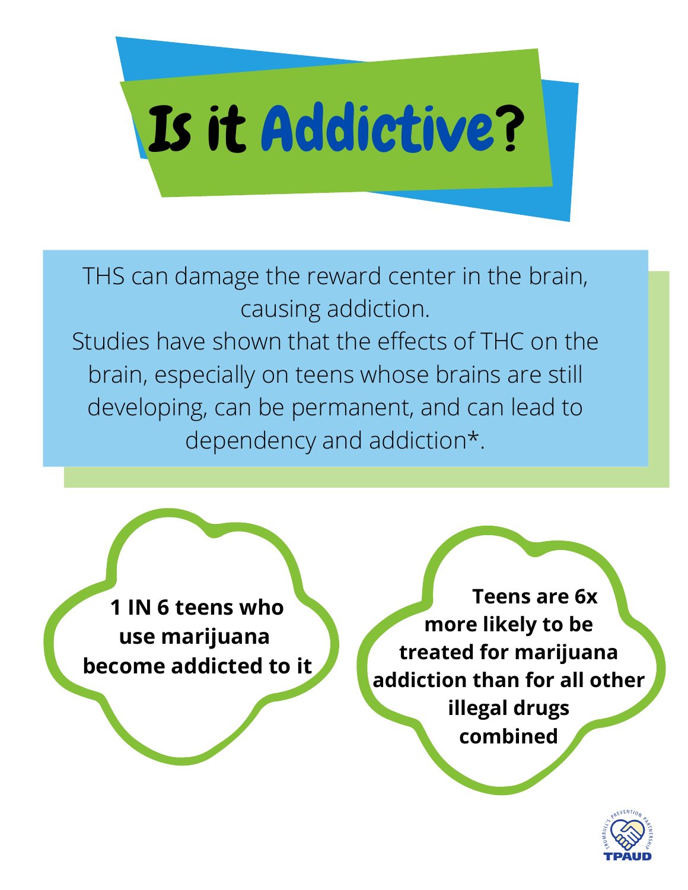# Is it Addictive?

THS can damage the reward center in the brain, causing addiction.
Studies have shown that the effects of THC on the brain, especially on teens whose brains are still developing, can be permanent, and can lead to dependency and addiction*.

**1 IN 6 teens who use marijuana become addicted to it**

**Teens are 6x more likely to be treated for marijuana addiction than for all other illegal drugs combined**

TRUMBULL'S PREVENTION PARTNERSHIP
TPAUD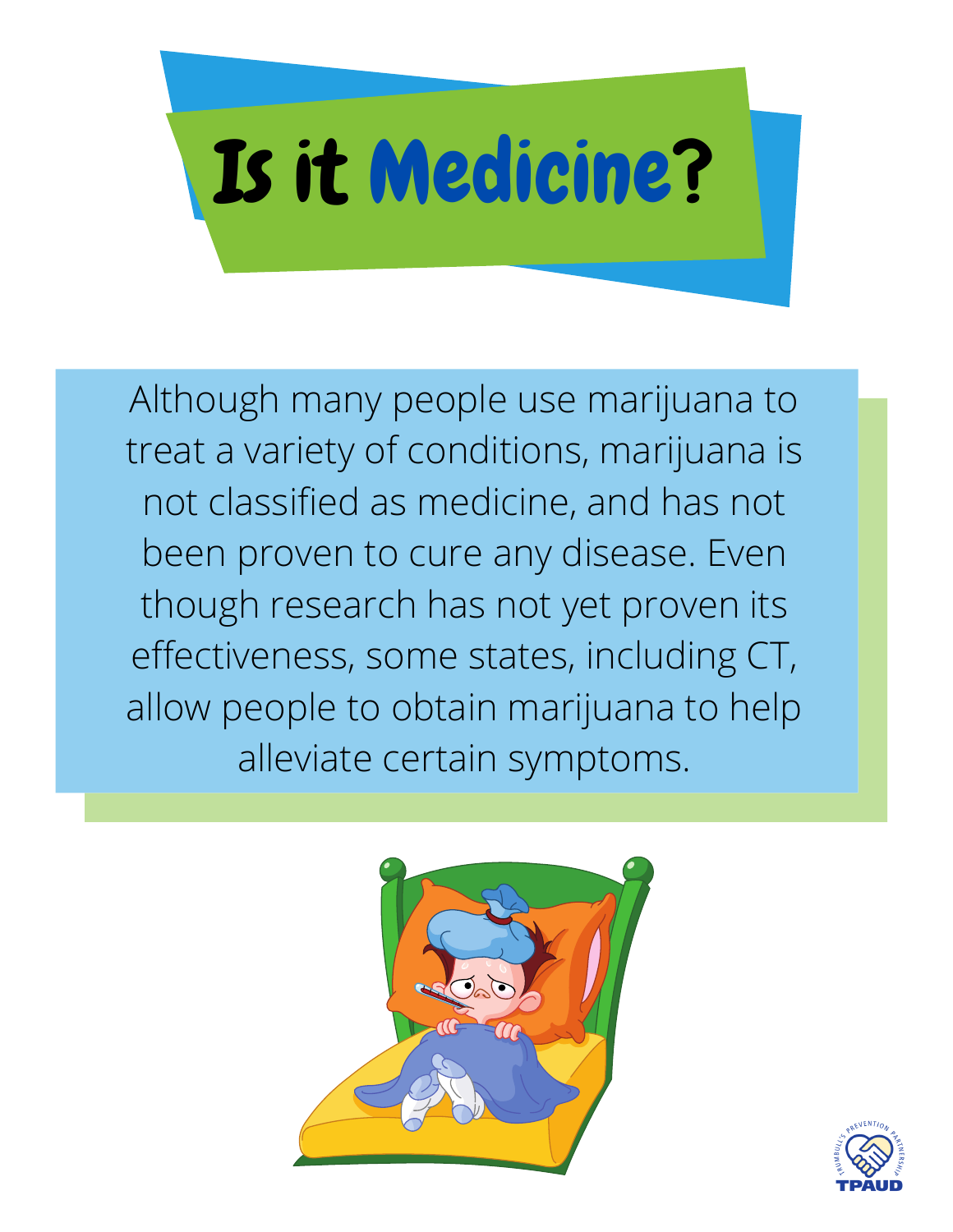# Is it Medicine?

Although many people use marijuana to treat a variety of conditions, marijuana is not classified as medicine, and has not been proven to cure any disease. Even though research has not yet proven its effectiveness, some states, including CT, allow people to obtain marijuana to help alleviate certain symptoms.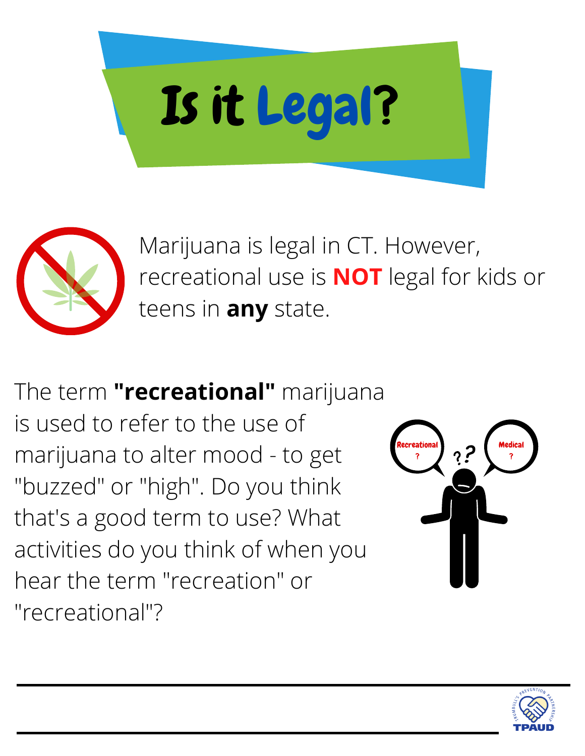# Is it Legal?

Marijuana is legal in CT. However, recreational use is **NOT** legal for kids or teens in **any** state.

The term **"recreational"** marijuana is used to refer to the use of marijuana to alter mood - to get "buzzed" or "high". Do you think that's a good term to use? What activities do you think of when you hear the term "recreation" or "recreational"?

Recreational ?

Medical ?

??

---

---

TRUMBULL'S PREVENTION PARTNERSHIP
TPAUD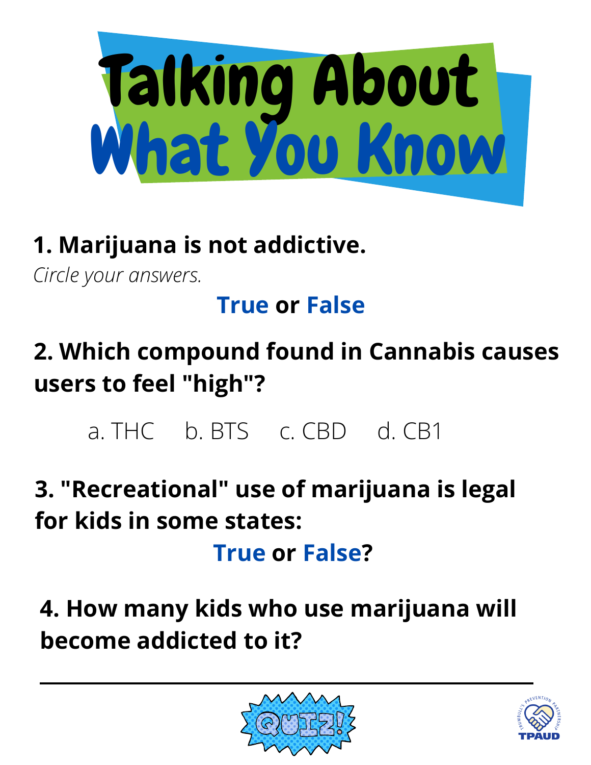# Talking About What You Know

**1. Marijuana is not addictive.**

*Circle your answers.*

**True or False**

**2. Which compound found in Cannabis causes users to feel "high"?**

a. THC b. BTS c. CBD d. CB1

**3. "Recreational" use of marijuana is legal for kids in some states:**

**True or False?**

**4. How many kids who use marijuana will become addicted to it?**

QUIZ!

TRUMBULL'S PREVENTION PARTNERSHIP

TPAUD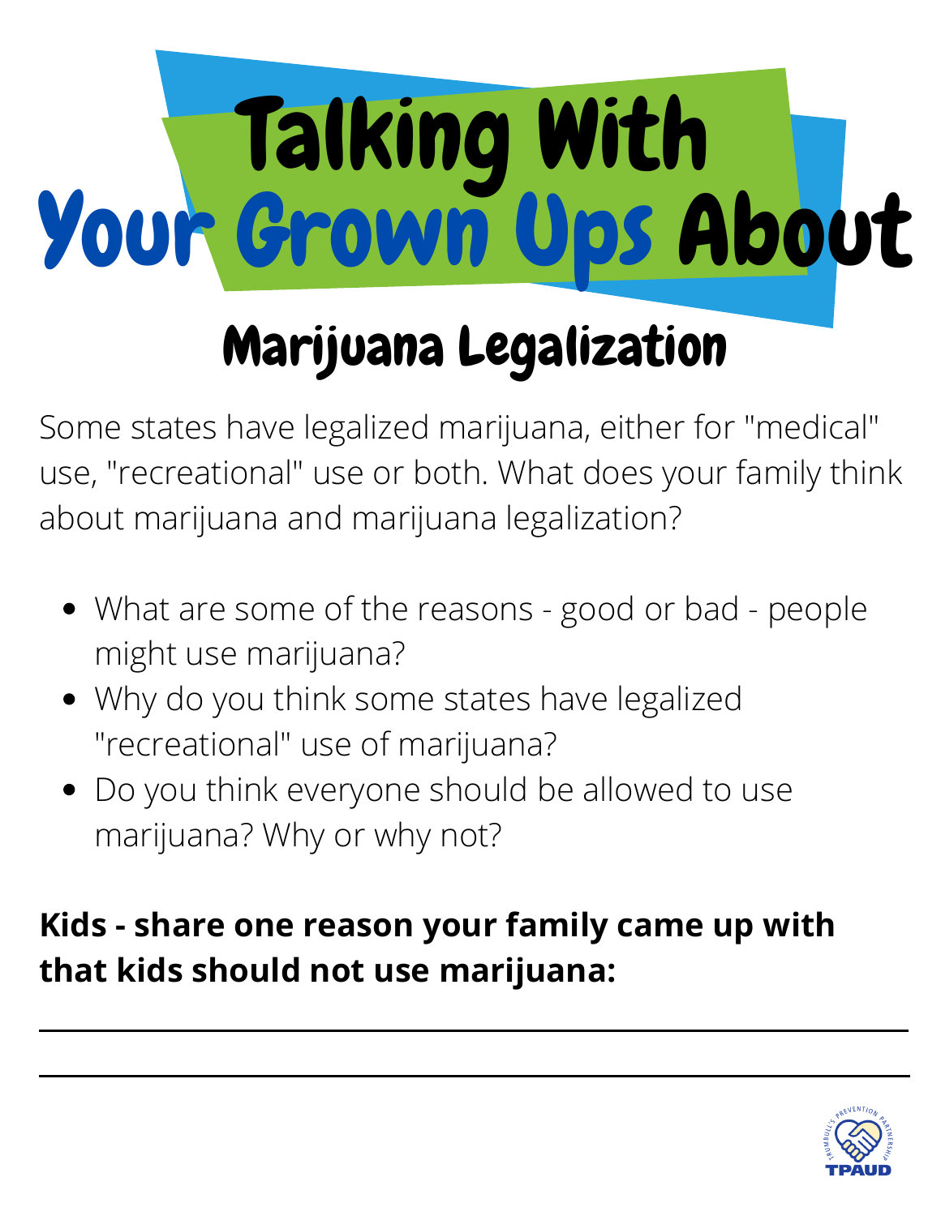# Talking With Your Grown Ups About

## Marijuana Legalization

Some states have legalized marijuana, either for "medical" use, "recreational" use or both. What does your family think about marijuana and marijuana legalization?

- What are some of the reasons - good or bad - people might use marijuana?
- Why do you think some states have legalized "recreational" use of marijuana?
- Do you think everyone should be allowed to use marijuana? Why or why not?

**Kids - share one reason your family came up with that kids should not use marijuana:**

\_\_\_\_\_\_\_\_\_\_\_\_\_\_\_\_\_\_\_\_\_\_\_\_\_\_\_\_\_\_\_\_\_\_\_\_\_\_\_\_\_\_\_\_\_\_\_\_\_\_\_\_\_\_\_\_

\_\_\_\_\_\_\_\_\_\_\_\_\_\_\_\_\_\_\_\_\_\_\_\_\_\_\_\_\_\_\_\_\_\_\_\_\_\_\_\_\_\_\_\_\_\_\_\_\_\_\_\_\_\_\_\_

TRUMBULL'S PREVENTION PARTNERSHIP

TPAUD